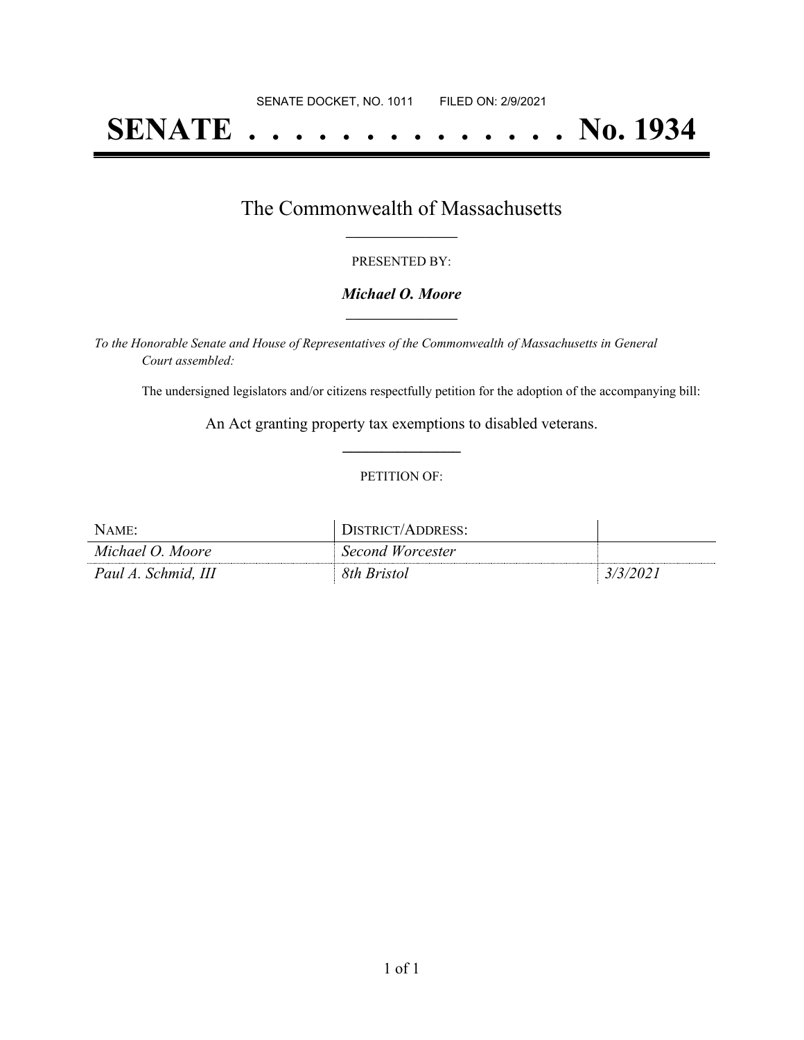SENATE DOCKET, NO. 1011        FILED ON: 2/9/2021

# SENATE . . . . . . . . . . . . . . No. 1934

## The Commonwealth of Massachusetts

PRESENTED BY:

***Michael O. Moore***

*To the Honorable Senate and House of Representatives of the Commonwealth of Massachusetts in General Court assembled:*

The undersigned legislators and/or citizens respectfully petition for the adoption of the accompanying bill:

An Act granting property tax exemptions to disabled veterans.

PETITION OF:

| NAME: | DISTRICT/ADDRESS: | |
|---|---|---|
| *Michael O. Moore* | *Second Worcester* | |
| *Paul A. Schmid, III* | *8th Bristol* | *3/3/2021* |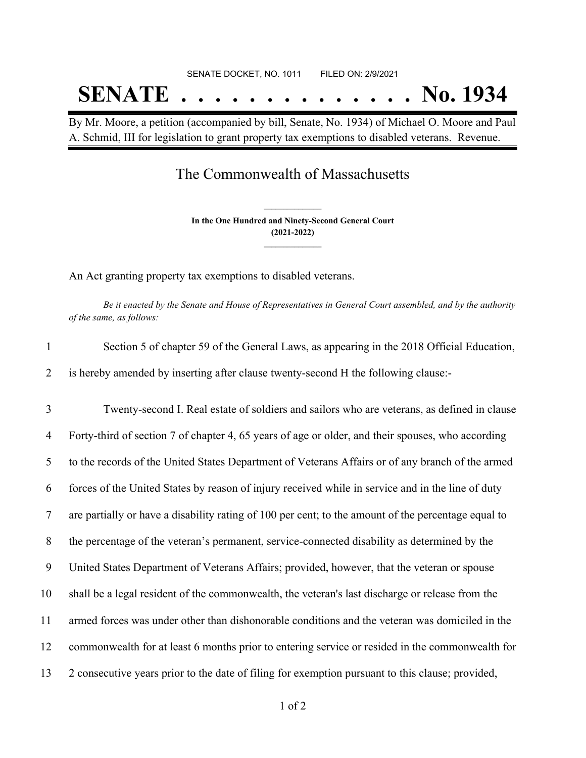SENATE DOCKET, NO. 1011        FILED ON: 2/9/2021

# SENATE . . . . . . . . . . . . . . No. 1934

By Mr. Moore, a petition (accompanied by bill, Senate, No. 1934) of Michael O. Moore and Paul A. Schmid, III for legislation to grant property tax exemptions to disabled veterans. Revenue.

## The Commonwealth of Massachusetts

**In the One Hundred and Ninety-Second General Court**
**(2021-2022)**

An Act granting property tax exemptions to disabled veterans.

*Be it enacted by the Senate and House of Representatives in General Court assembled, and by the authority of the same, as follows:*

1 Section 5 of chapter 59 of the General Laws, as appearing in the 2018 Official Education,
2 is hereby amended by inserting after clause twenty-second H the following clause:-

3 Twenty-second I. Real estate of soldiers and sailors who are veterans, as defined in clause
4 Forty-third of section 7 of chapter 4, 65 years of age or older, and their spouses, who according
5 to the records of the United States Department of Veterans Affairs or of any branch of the armed
6 forces of the United States by reason of injury received while in service and in the line of duty
7 are partially or have a disability rating of 100 per cent; to the amount of the percentage equal to
8 the percentage of the veteran's permanent, service-connected disability as determined by the
9 United States Department of Veterans Affairs; provided, however, that the veteran or spouse
10 shall be a legal resident of the commonwealth, the veteran's last discharge or release from the
11 armed forces was under other than dishonorable conditions and the veteran was domiciled in the
12 commonwealth for at least 6 months prior to entering service or resided in the commonwealth for
13 2 consecutive years prior to the date of filing for exemption pursuant to this clause; provided,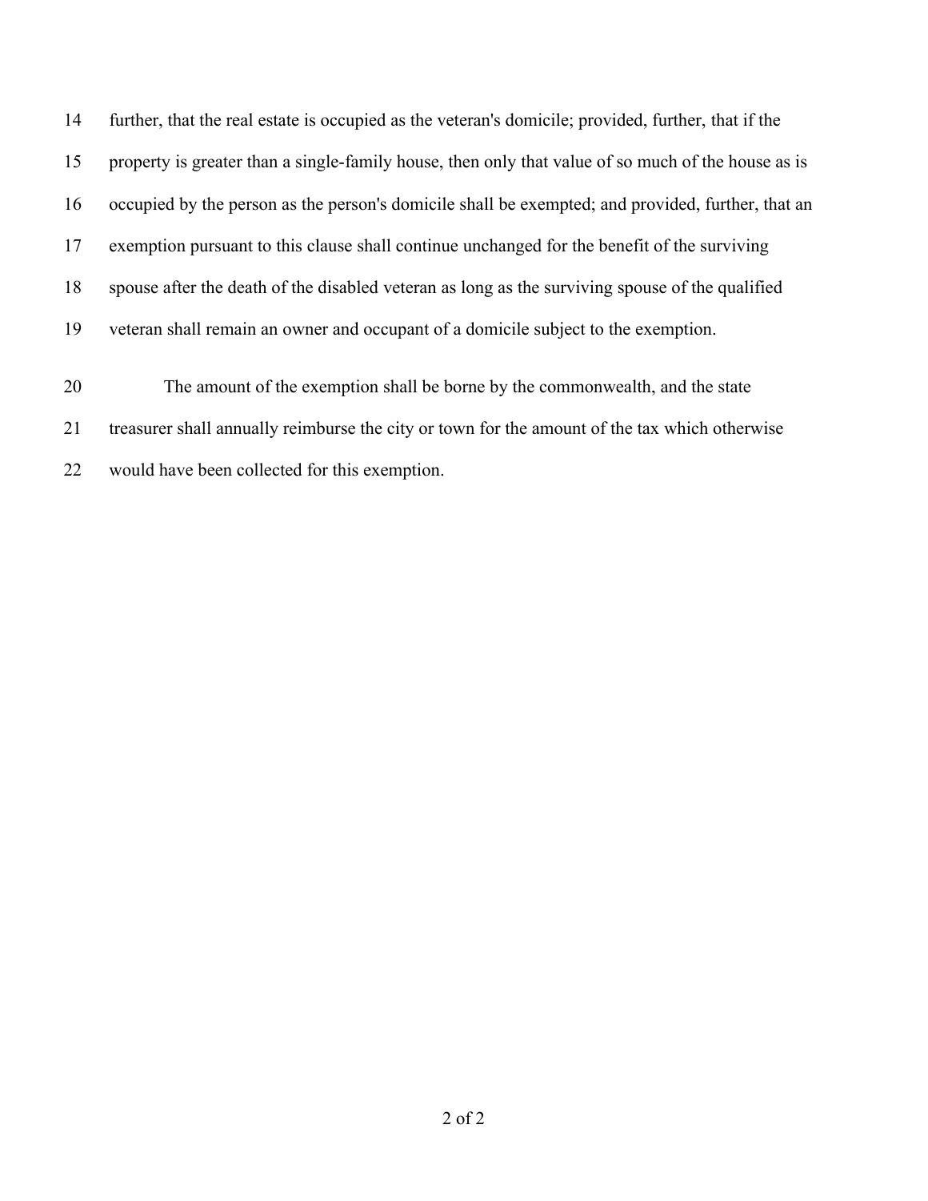further, that the real estate is occupied as the veteran's domicile; provided, further, that if the property is greater than a single-family house, then only that value of so much of the house as is occupied by the person as the person's domicile shall be exempted; and provided, further, that an exemption pursuant to this clause shall continue unchanged for the benefit of the surviving spouse after the death of the disabled veteran as long as the surviving spouse of the qualified veteran shall remain an owner and occupant of a domicile subject to the exemption.

The amount of the exemption shall be borne by the commonwealth, and the state treasurer shall annually reimburse the city or town for the amount of the tax which otherwise would have been collected for this exemption.